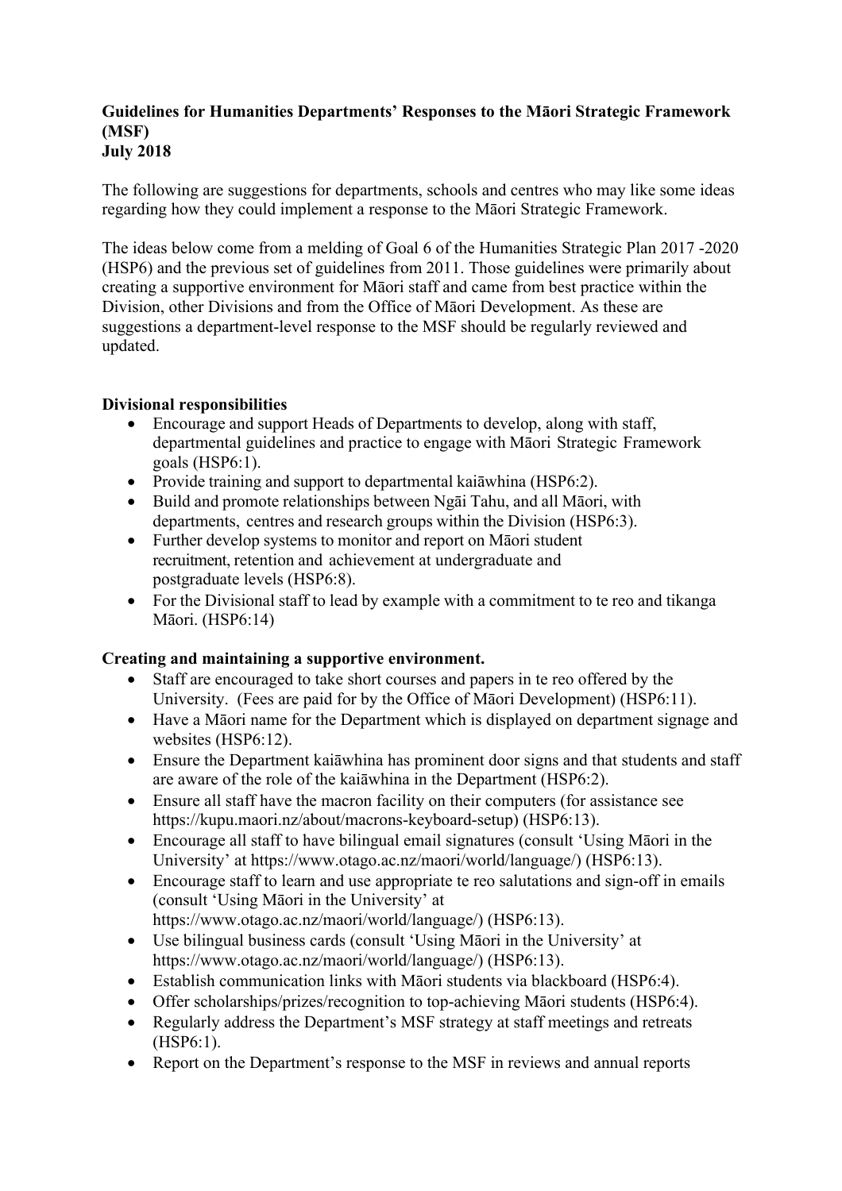**Guidelines for Humanities Departments' Responses to the Māori Strategic Framework (MSF)**
**July 2018**

The following are suggestions for departments, schools and centres who may like some ideas regarding how they could implement a response to the Māori Strategic Framework.

The ideas below come from a melding of Goal 6 of the Humanities Strategic Plan 2017 -2020 (HSP6) and the previous set of guidelines from 2011. Those guidelines were primarily about creating a supportive environment for Māori staff and came from best practice within the Division, other Divisions and from the Office of Māori Development. As these are suggestions a department-level response to the MSF should be regularly reviewed and updated.

**Divisional responsibilities**

- Encourage and support Heads of Departments to develop, along with staff, departmental guidelines and practice to engage with Māori Strategic Framework goals (HSP6:1).
- Provide training and support to departmental kaiāwhina (HSP6:2).
- Build and promote relationships between Ngāi Tahu, and all Māori, with departments, centres and research groups within the Division (HSP6:3).
- Further develop systems to monitor and report on Māori student recruitment, retention and achievement at undergraduate and postgraduate levels (HSP6:8).
- For the Divisional staff to lead by example with a commitment to te reo and tikanga Māori. (HSP6:14)

**Creating and maintaining a supportive environment.**

- Staff are encouraged to take short courses and papers in te reo offered by the University. (Fees are paid for by the Office of Māori Development) (HSP6:11).
- Have a Māori name for the Department which is displayed on department signage and websites (HSP6:12).
- Ensure the Department kaiāwhina has prominent door signs and that students and staff are aware of the role of the kaiāwhina in the Department (HSP6:2).
- Ensure all staff have the macron facility on their computers (for assistance see https://kupu.maori.nz/about/macrons-keyboard-setup) (HSP6:13).
- Encourage all staff to have bilingual email signatures (consult 'Using Māori in the University' at https://www.otago.ac.nz/maori/world/language/) (HSP6:13).
- Encourage staff to learn and use appropriate te reo salutations and sign-off in emails (consult 'Using Māori in the University' at https://www.otago.ac.nz/maori/world/language/) (HSP6:13).
- Use bilingual business cards (consult 'Using Māori in the University' at https://www.otago.ac.nz/maori/world/language/) (HSP6:13).
- Establish communication links with Māori students via blackboard (HSP6:4).
- Offer scholarships/prizes/recognition to top-achieving Māori students (HSP6:4).
- Regularly address the Department's MSF strategy at staff meetings and retreats (HSP6:1).
- Report on the Department's response to the MSF in reviews and annual reports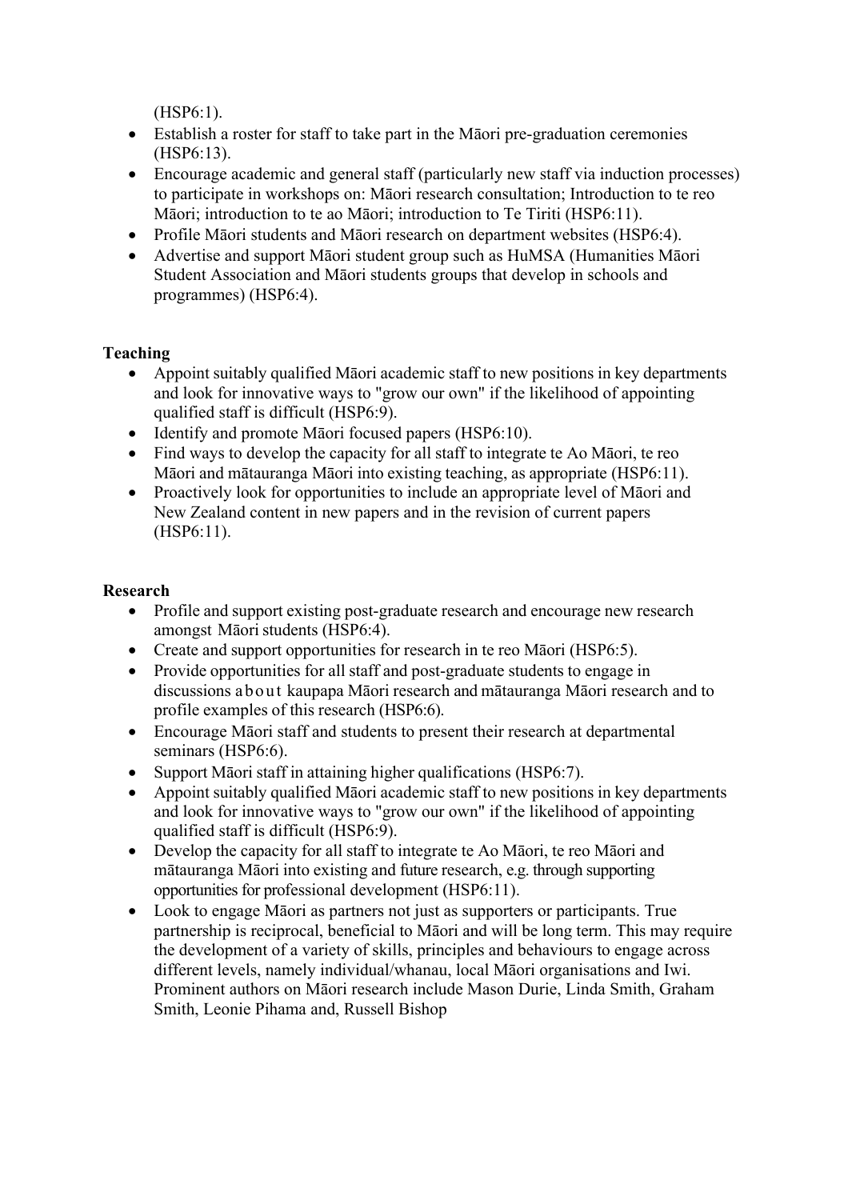(HSP6:1).

- Establish a roster for staff to take part in the Māori pre-graduation ceremonies (HSP6:13).
- Encourage academic and general staff (particularly new staff via induction processes) to participate in workshops on: Māori research consultation; Introduction to te reo Māori; introduction to te ao Māori; introduction to Te Tiriti (HSP6:11).
- Profile Māori students and Māori research on department websites (HSP6:4).
- Advertise and support Māori student group such as HuMSA (Humanities Māori Student Association and Māori students groups that develop in schools and programmes) (HSP6:4).

**Teaching**

- Appoint suitably qualified Māori academic staff to new positions in key departments and look for innovative ways to "grow our own" if the likelihood of appointing qualified staff is difficult (HSP6:9).
- Identify and promote Māori focused papers (HSP6:10).
- Find ways to develop the capacity for all staff to integrate te Ao Māori, te reo Māori and mātauranga Māori into existing teaching, as appropriate (HSP6:11).
- Proactively look for opportunities to include an appropriate level of Māori and New Zealand content in new papers and in the revision of current papers (HSP6:11).

**Research**

- Profile and support existing post-graduate research and encourage new research amongst Māori students (HSP6:4).
- Create and support opportunities for research in te reo Māori (HSP6:5).
- Provide opportunities for all staff and post-graduate students to engage in discussions about kaupapa Māori research and mātauranga Māori research and to profile examples of this research (HSP6:6).
- Encourage Māori staff and students to present their research at departmental seminars (HSP6:6).
- Support Māori staff in attaining higher qualifications (HSP6:7).
- Appoint suitably qualified Māori academic staff to new positions in key departments and look for innovative ways to "grow our own" if the likelihood of appointing qualified staff is difficult (HSP6:9).
- Develop the capacity for all staff to integrate te Ao Māori, te reo Māori and mātauranga Māori into existing and future research, e.g. through supporting opportunities for professional development (HSP6:11).
- Look to engage Māori as partners not just as supporters or participants. True partnership is reciprocal, beneficial to Māori and will be long term. This may require the development of a variety of skills, principles and behaviours to engage across different levels, namely individual/whanau, local Māori organisations and Iwi. Prominent authors on Māori research include Mason Durie, Linda Smith, Graham Smith, Leonie Pihama and, Russell Bishop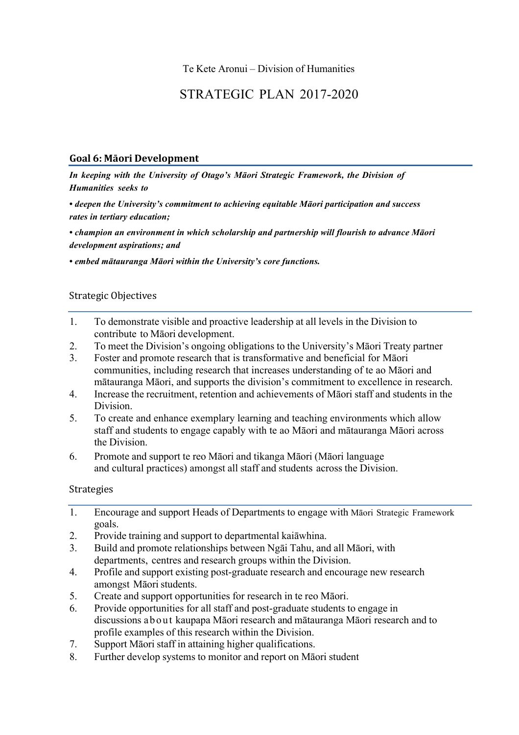Te Kete Aronui – Division of Humanities

# STRATEGIC PLAN 2017-2020

## Goal 6: Māori Development

***In keeping with the University of Otago's Māori Strategic Framework, the Division of Humanities seeks to***

***• deepen the University's commitment to achieving equitable Māori participation and success rates in tertiary education;***

***• champion an environment in which scholarship and partnership will flourish to advance Māori development aspirations; and***

***• embed mātauranga Māori within the University's core functions.***

### Strategic Objectives

1. To demonstrate visible and proactive leadership at all levels in the Division to contribute to Māori development.
2. To meet the Division's ongoing obligations to the University's Māori Treaty partner
3. Foster and promote research that is transformative and beneficial for Māori communities, including research that increases understanding of te ao Māori and mātauranga Māori, and supports the division's commitment to excellence in research.
4. Increase the recruitment, retention and achievements of Māori staff and students in the Division.
5. To create and enhance exemplary learning and teaching environments which allow staff and students to engage capably with te ao Māori and mātauranga Māori across the Division.
6. Promote and support te reo Māori and tikanga Māori (Māori language and cultural practices) amongst all staff and students across the Division.

### Strategies

1. Encourage and support Heads of Departments to engage with Māori Strategic Framework goals.
2. Provide training and support to departmental kaiāwhina.
3. Build and promote relationships between Ngāi Tahu, and all Māori, with departments, centres and research groups within the Division.
4. Profile and support existing post-graduate research and encourage new research amongst Māori students.
5. Create and support opportunities for research in te reo Māori.
6. Provide opportunities for all staff and post-graduate students to engage in discussions about kaupapa Māori research and mātauranga Māori research and to profile examples of this research within the Division.
7. Support Māori staff in attaining higher qualifications.
8. Further develop systems to monitor and report on Māori student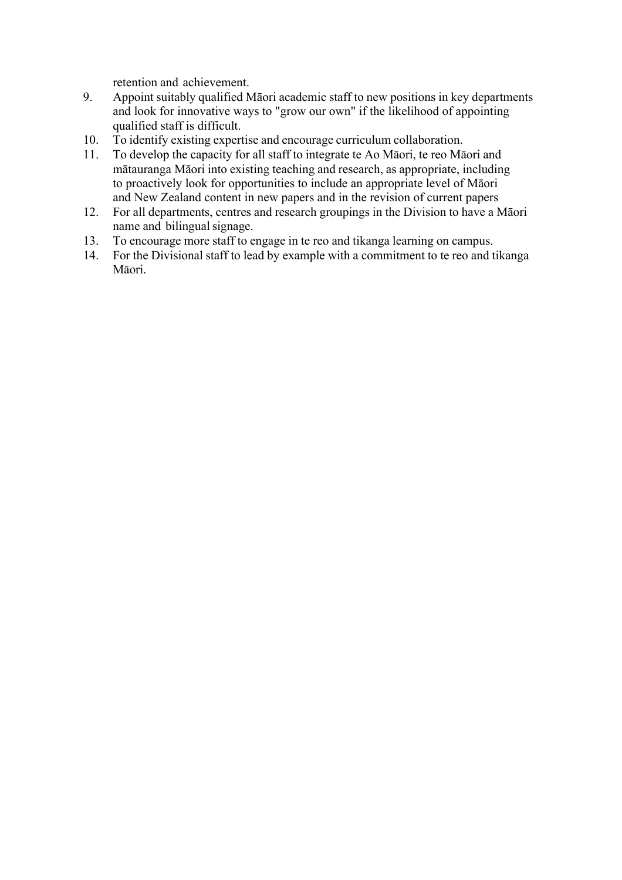retention and achievement.

9. Appoint suitably qualified Māori academic staff to new positions in key departments and look for innovative ways to "grow our own" if the likelihood of appointing qualified staff is difficult.
10. To identify existing expertise and encourage curriculum collaboration.
11. To develop the capacity for all staff to integrate te Ao Māori, te reo Māori and mātauranga Māori into existing teaching and research, as appropriate, including to proactively look for opportunities to include an appropriate level of Māori and New Zealand content in new papers and in the revision of current papers
12. For all departments, centres and research groupings in the Division to have a Māori name and bilingual signage.
13. To encourage more staff to engage in te reo and tikanga learning on campus.
14. For the Divisional staff to lead by example with a commitment to te reo and tikanga Māori.